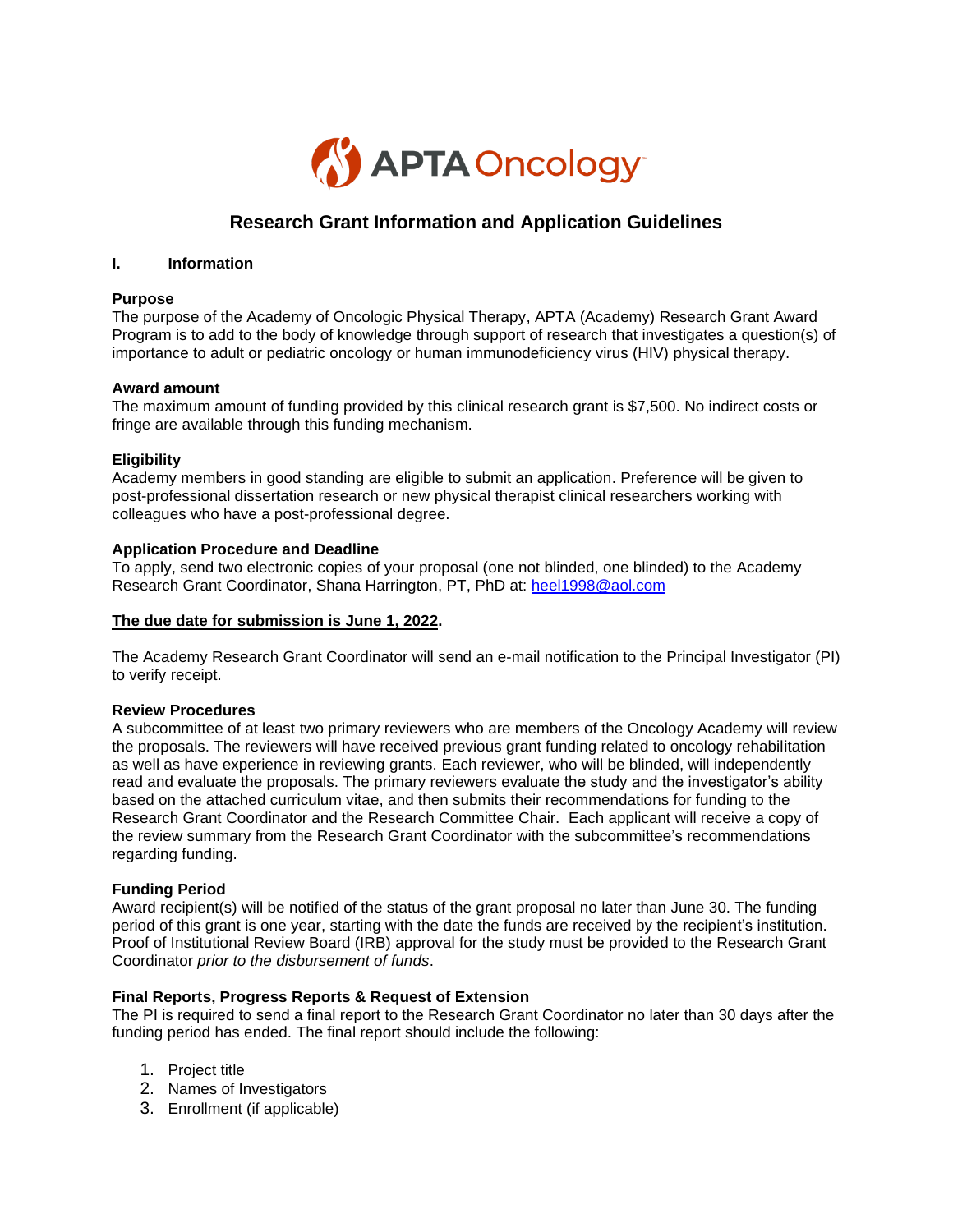APTA Oncology

# Research Grant Information and Application Guidelines

## I. Information

**Purpose**
The purpose of the Academy of Oncologic Physical Therapy, APTA (Academy) Research Grant Award Program is to add to the body of knowledge through support of research that investigates a question(s) of importance to adult or pediatric oncology or human immunodeficiency virus (HIV) physical therapy.

**Award amount**
The maximum amount of funding provided by this clinical research grant is $7,500. No indirect costs or fringe are available through this funding mechanism.

**Eligibility**
Academy members in good standing are eligible to submit an application. Preference will be given to post-professional dissertation research or new physical therapist clinical researchers working with colleagues who have a post-professional degree.

**Application Procedure and Deadline**
To apply, send two electronic copies of your proposal (one not blinded, one blinded) to the Academy Research Grant Coordinator, Shana Harrington, PT, PhD at: heel1998@aol.com

**The due date for submission is June 1, 2022.**

The Academy Research Grant Coordinator will send an e-mail notification to the Principal Investigator (PI) to verify receipt.

**Review Procedures**
A subcommittee of at least two primary reviewers who are members of the Oncology Academy will review the proposals. The reviewers will have received previous grant funding related to oncology rehabilitation as well as have experience in reviewing grants. Each reviewer, who will be blinded, will independently read and evaluate the proposals. The primary reviewers evaluate the study and the investigator's ability based on the attached curriculum vitae, and then submits their recommendations for funding to the Research Grant Coordinator and the Research Committee Chair. Each applicant will receive a copy of the review summary from the Research Grant Coordinator with the subcommittee's recommendations regarding funding.

**Funding Period**
Award recipient(s) will be notified of the status of the grant proposal no later than June 30. The funding period of this grant is one year, starting with the date the funds are received by the recipient's institution. Proof of Institutional Review Board (IRB) approval for the study must be provided to the Research Grant Coordinator *prior to the disbursement of funds*.

**Final Reports, Progress Reports & Request of Extension**
The PI is required to send a final report to the Research Grant Coordinator no later than 30 days after the funding period has ended. The final report should include the following:

1. Project title
2. Names of Investigators
3. Enrollment (if applicable)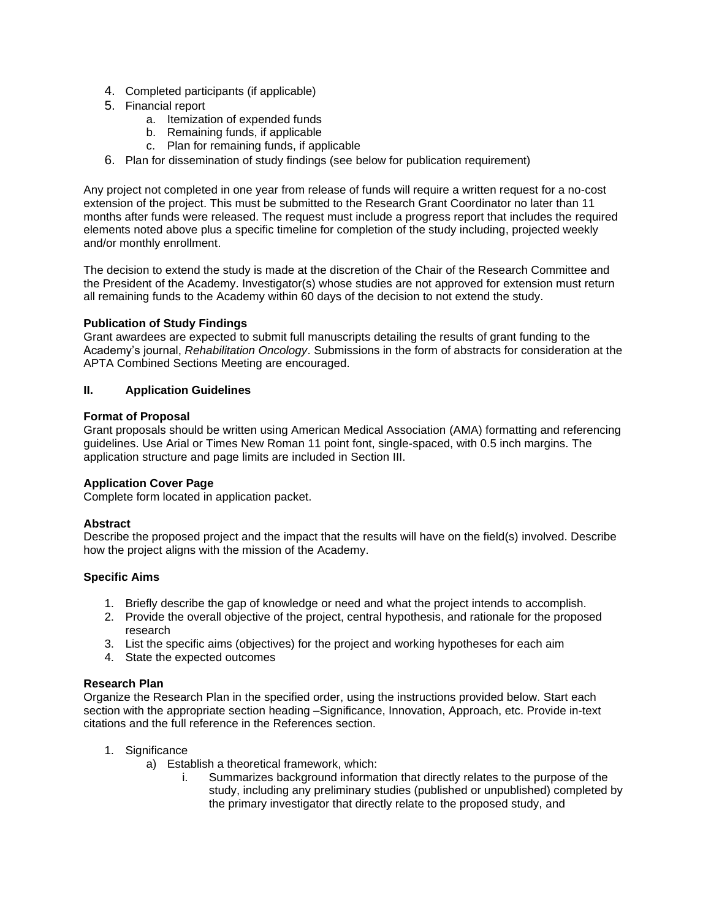4. Completed participants (if applicable)
5. Financial report
    a. Itemization of expended funds
    b. Remaining funds, if applicable
    c. Plan for remaining funds, if applicable
6. Plan for dissemination of study findings (see below for publication requirement)

Any project not completed in one year from release of funds will require a written request for a no-cost extension of the project. This must be submitted to the Research Grant Coordinator no later than 11 months after funds were released. The request must include a progress report that includes the required elements noted above plus a specific timeline for completion of the study including, projected weekly and/or monthly enrollment.

The decision to extend the study is made at the discretion of the Chair of the Research Committee and the President of the Academy. Investigator(s) whose studies are not approved for extension must return all remaining funds to the Academy within 60 days of the decision to not extend the study.

**Publication of Study Findings**
Grant awardees are expected to submit full manuscripts detailing the results of grant funding to the Academy's journal, *Rehabilitation Oncology*. Submissions in the form of abstracts for consideration at the APTA Combined Sections Meeting are encouraged.

## II. Application Guidelines

**Format of Proposal**
Grant proposals should be written using American Medical Association (AMA) formatting and referencing guidelines. Use Arial or Times New Roman 11 point font, single-spaced, with 0.5 inch margins. The application structure and page limits are included in Section III.

**Application Cover Page**
Complete form located in application packet.

**Abstract**
Describe the proposed project and the impact that the results will have on the field(s) involved. Describe how the project aligns with the mission of the Academy.

**Specific Aims**

1. Briefly describe the gap of knowledge or need and what the project intends to accomplish.
2. Provide the overall objective of the project, central hypothesis, and rationale for the proposed research
3. List the specific aims (objectives) for the project and working hypotheses for each aim
4. State the expected outcomes

**Research Plan**
Organize the Research Plan in the specified order, using the instructions provided below. Start each section with the appropriate section heading –Significance, Innovation, Approach, etc. Provide in-text citations and the full reference in the References section.

1. Significance
    a) Establish a theoretical framework, which:
        i. Summarizes background information that directly relates to the purpose of the study, including any preliminary studies (published or unpublished) completed by the primary investigator that directly relate to the proposed study, and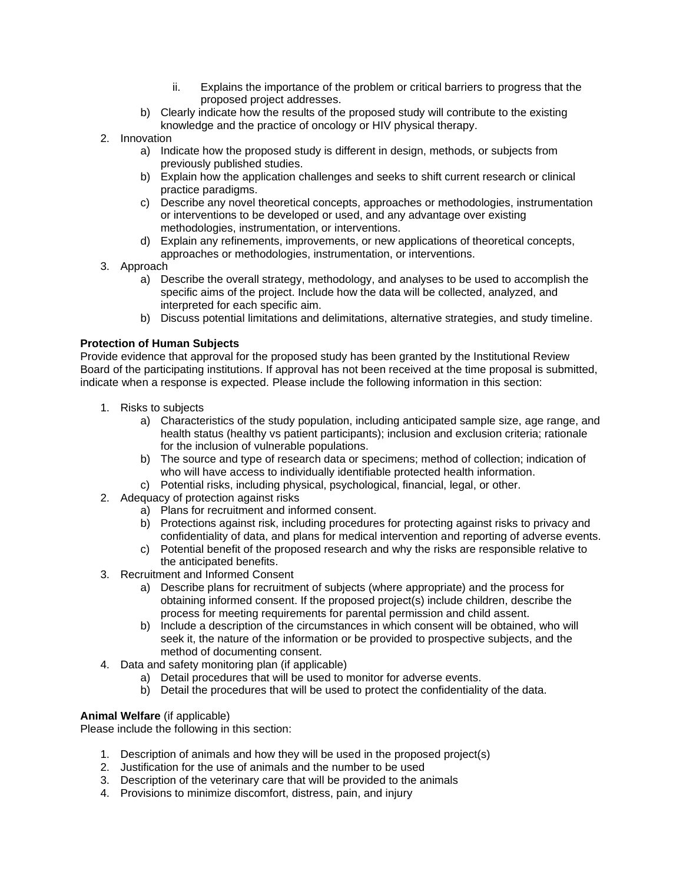ii. Explains the importance of the problem or critical barriers to progress that the proposed project addresses.

   b) Clearly indicate how the results of the proposed study will contribute to the existing knowledge and the practice of oncology or HIV physical therapy.

2. Innovation
   a) Indicate how the proposed study is different in design, methods, or subjects from previously published studies.
   b) Explain how the application challenges and seeks to shift current research or clinical practice paradigms.
   c) Describe any novel theoretical concepts, approaches or methodologies, instrumentation or interventions to be developed or used, and any advantage over existing methodologies, instrumentation, or interventions.
   d) Explain any refinements, improvements, or new applications of theoretical concepts, approaches or methodologies, instrumentation, or interventions.
3. Approach
   a) Describe the overall strategy, methodology, and analyses to be used to accomplish the specific aims of the project. Include how the data will be collected, analyzed, and interpreted for each specific aim.
   b) Discuss potential limitations and delimitations, alternative strategies, and study timeline.

**Protection of Human Subjects**

Provide evidence that approval for the proposed study has been granted by the Institutional Review Board of the participating institutions. If approval has not been received at the time proposal is submitted, indicate when a response is expected. Please include the following information in this section:

1. Risks to subjects
   a) Characteristics of the study population, including anticipated sample size, age range, and health status (healthy vs patient participants); inclusion and exclusion criteria; rationale for the inclusion of vulnerable populations.
   b) The source and type of research data or specimens; method of collection; indication of who will have access to individually identifiable protected health information.
   c) Potential risks, including physical, psychological, financial, legal, or other.
2. Adequacy of protection against risks
   a) Plans for recruitment and informed consent.
   b) Protections against risk, including procedures for protecting against risks to privacy and confidentiality of data, and plans for medical intervention and reporting of adverse events.
   c) Potential benefit of the proposed research and why the risks are responsible relative to the anticipated benefits.
3. Recruitment and Informed Consent
   a) Describe plans for recruitment of subjects (where appropriate) and the process for obtaining informed consent. If the proposed project(s) include children, describe the process for meeting requirements for parental permission and child assent.
   b) Include a description of the circumstances in which consent will be obtained, who will seek it, the nature of the information or be provided to prospective subjects, and the method of documenting consent.
4. Data and safety monitoring plan (if applicable)
   a) Detail procedures that will be used to monitor for adverse events.
   b) Detail the procedures that will be used to protect the confidentiality of the data.

**Animal Welfare** (if applicable)

Please include the following in this section:

1. Description of animals and how they will be used in the proposed project(s)
2. Justification for the use of animals and the number to be used
3. Description of the veterinary care that will be provided to the animals
4. Provisions to minimize discomfort, distress, pain, and injury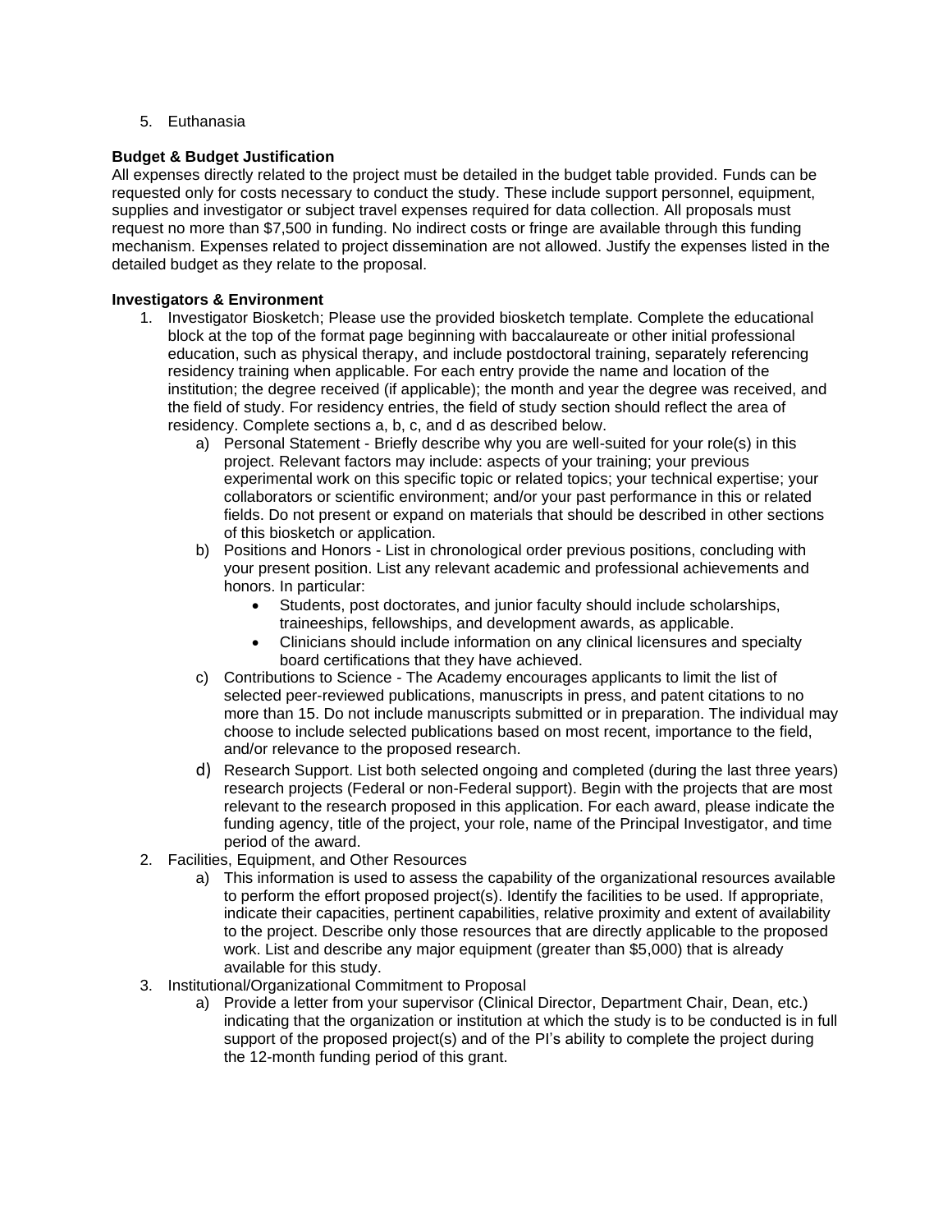5. Euthanasia

**Budget & Budget Justification**

All expenses directly related to the project must be detailed in the budget table provided. Funds can be requested only for costs necessary to conduct the study. These include support personnel, equipment, supplies and investigator or subject travel expenses required for data collection. All proposals must request no more than $7,500 in funding. No indirect costs or fringe are available through this funding mechanism. Expenses related to project dissemination are not allowed. Justify the expenses listed in the detailed budget as they relate to the proposal.

**Investigators & Environment**

1. Investigator Biosketch; Please use the provided biosketch template. Complete the educational block at the top of the format page beginning with baccalaureate or other initial professional education, such as physical therapy, and include postdoctoral training, separately referencing residency training when applicable. For each entry provide the name and location of the institution; the degree received (if applicable); the month and year the degree was received, and the field of study. For residency entries, the field of study section should reflect the area of residency. Complete sections a, b, c, and d as described below.
    a) Personal Statement - Briefly describe why you are well-suited for your role(s) in this project. Relevant factors may include: aspects of your training; your previous experimental work on this specific topic or related topics; your technical expertise; your collaborators or scientific environment; and/or your past performance in this or related fields. Do not present or expand on materials that should be described in other sections of this biosketch or application.
    b) Positions and Honors - List in chronological order previous positions, concluding with your present position. List any relevant academic and professional achievements and honors. In particular:
        - Students, post doctorates, and junior faculty should include scholarships, traineeships, fellowships, and development awards, as applicable.
        - Clinicians should include information on any clinical licensures and specialty board certifications that they have achieved.
    c) Contributions to Science - The Academy encourages applicants to limit the list of selected peer-reviewed publications, manuscripts in press, and patent citations to no more than 15. Do not include manuscripts submitted or in preparation. The individual may choose to include selected publications based on most recent, importance to the field, and/or relevance to the proposed research.
    d) Research Support. List both selected ongoing and completed (during the last three years) research projects (Federal or non-Federal support). Begin with the projects that are most relevant to the research proposed in this application. For each award, please indicate the funding agency, title of the project, your role, name of the Principal Investigator, and time period of the award.
2. Facilities, Equipment, and Other Resources
    a) This information is used to assess the capability of the organizational resources available to perform the effort proposed project(s). Identify the facilities to be used. If appropriate, indicate their capacities, pertinent capabilities, relative proximity and extent of availability to the project. Describe only those resources that are directly applicable to the proposed work. List and describe any major equipment (greater than $5,000) that is already available for this study.
3. Institutional/Organizational Commitment to Proposal
    a) Provide a letter from your supervisor (Clinical Director, Department Chair, Dean, etc.) indicating that the organization or institution at which the study is to be conducted is in full support of the proposed project(s) and of the PI's ability to complete the project during the 12-month funding period of this grant.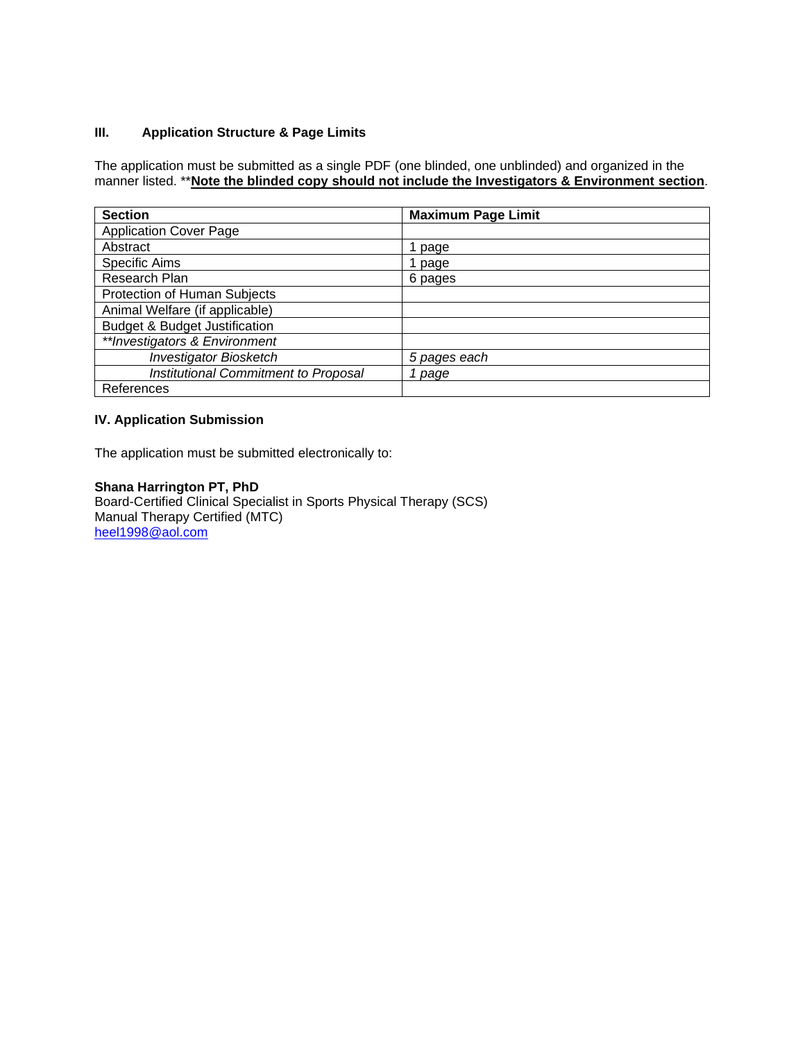### III. Application Structure & Page Limits

The application must be submitted as a single PDF (one blinded, one unblinded) and organized in the manner listed. ****Note the blinded copy should not include the Investigators & Environment section**.

| Section | Maximum Page Limit |
|---|---|
| Application Cover Page | |
| Abstract | 1 page |
| Specific Aims | 1 page |
| Research Plan | 6 pages |
| Protection of Human Subjects | |
| Animal Welfare (if applicable) | |
| Budget & Budget Justification | |
| *\*\*Investigators & Environment* | |
| *Investigator Biosketch* | *5 pages each* |
| *Institutional Commitment to Proposal* | *1 page* |
| References | |

### IV. Application Submission

The application must be submitted electronically to:

**Shana Harrington PT, PhD**
Board-Certified Clinical Specialist in Sports Physical Therapy (SCS)
Manual Therapy Certified (MTC)
heel1998@aol.com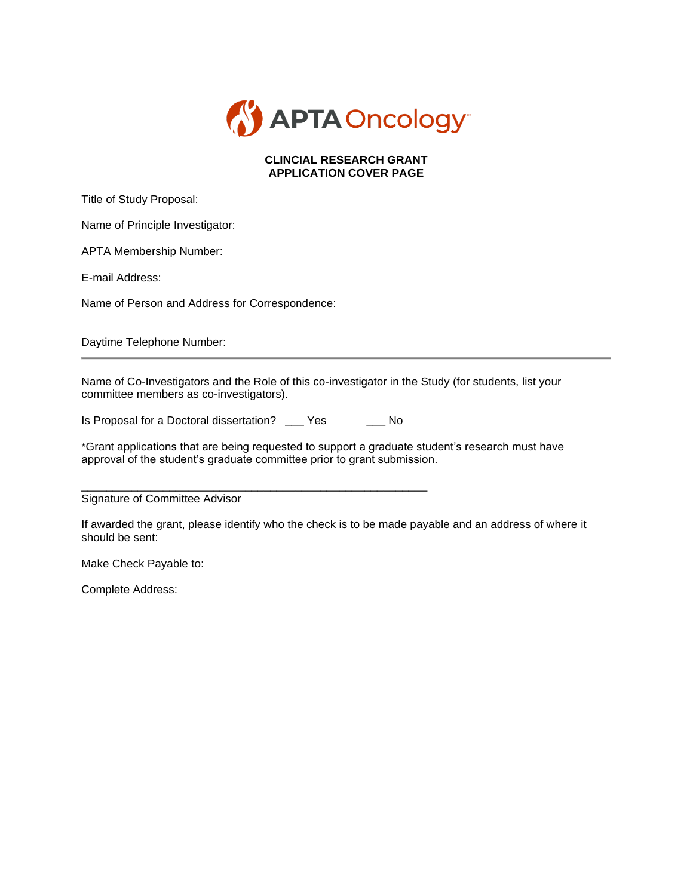APTA Oncology

**CLINCIAL RESEARCH GRANT**
**APPLICATION COVER PAGE**

Title of Study Proposal:

Name of Principle Investigator:

APTA Membership Number:

E-mail Address:

Name of Person and Address for Correspondence:

Daytime Telephone Number:

---

Name of Co-Investigators and the Role of this co-investigator in the Study (for students, list your committee members as co-investigators).

Is Proposal for a Doctoral dissertation? ___ Yes ___ No

*Grant applications that are being requested to support a graduate student's research must have approval of the student's graduate committee prior to grant submission.

_______________________________________________________

Signature of Committee Advisor

If awarded the grant, please identify who the check is to be made payable and an address of where it should be sent:

Make Check Payable to:

Complete Address: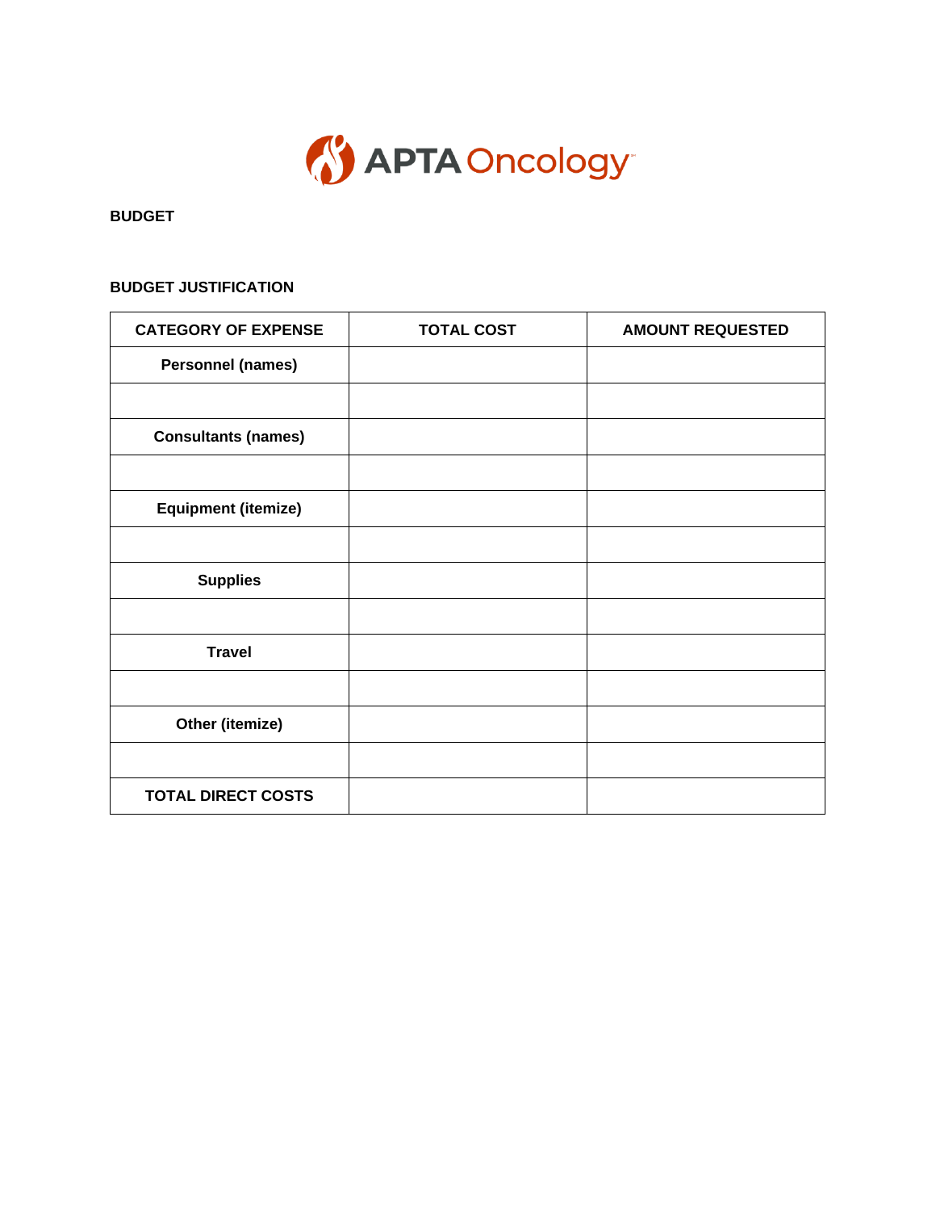**BUDGET**

**BUDGET JUSTIFICATION**

| CATEGORY OF EXPENSE | TOTAL COST | AMOUNT REQUESTED |
|---|---|---|
| **Personnel (names)** | | |
| | | |
| **Consultants (names)** | | |
| | | |
| **Equipment (itemize)** | | |
| | | |
| **Supplies** | | |
| | | |
| **Travel** | | |
| | | |
| **Other (itemize)** | | |
| | | |
| **TOTAL DIRECT COSTS** | | |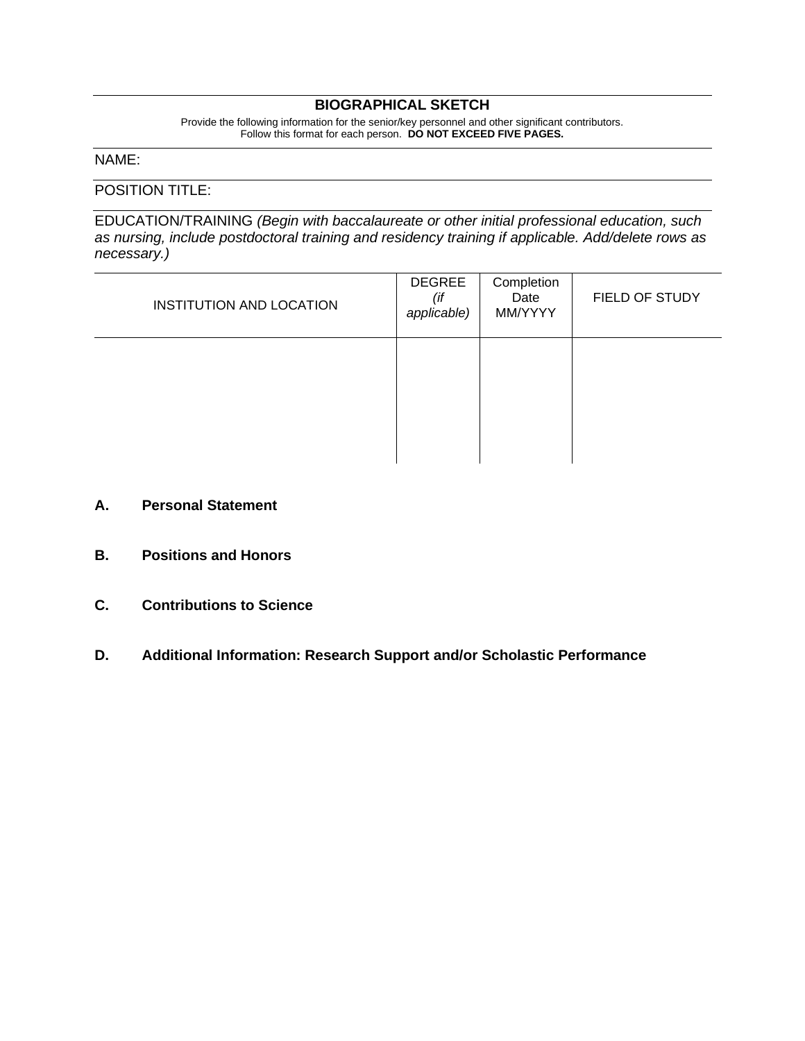**BIOGRAPHICAL SKETCH**

Provide the following information for the senior/key personnel and other significant contributors.
Follow this format for each person. **DO NOT EXCEED FIVE PAGES.**

NAME:

POSITION TITLE:

EDUCATION/TRAINING *(Begin with baccalaureate or other initial professional education, such as nursing, include postdoctoral training and residency training if applicable. Add/delete rows as necessary.)*

| INSTITUTION AND LOCATION | DEGREE *(if applicable)* | Completion Date MM/YYYY | FIELD OF STUDY |
|---|---|---|---|
| | | | |

**A. Personal Statement**

**B. Positions and Honors**

**C. Contributions to Science**

**D. Additional Information: Research Support and/or Scholastic Performance**